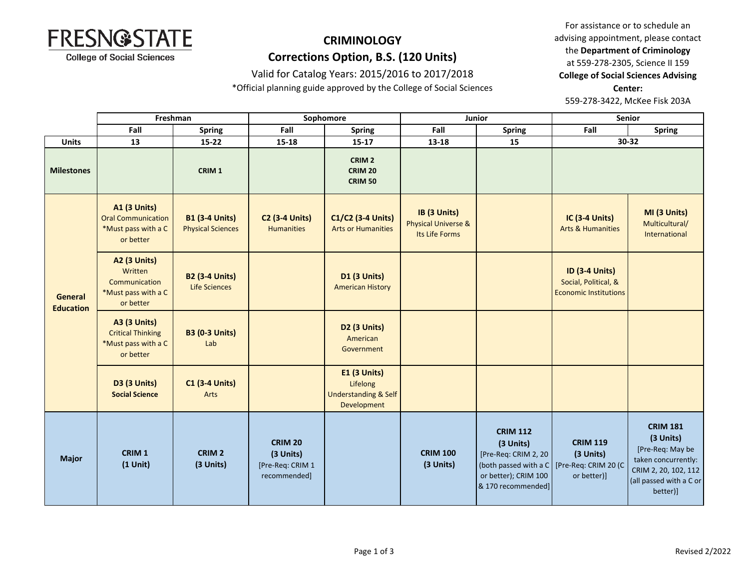FRESNO STATE
College of Social Sciences

# CRIMINOLOGY

## Corrections Option, B.S. (120 Units)

Valid for Catalog Years: 2015/2016 to 2017/2018

*Official planning guide approved by the College of Social Sciences

For assistance or to schedule an advising appointment, please contact the **Department of Criminology** at 559-278-2305, Science II 159
**College of Social Sciences Advising Center:**
559-278-3422, McKee Fisk 203A

| | Freshman | | Sophomore | | Junior | | Senior | |
|---|---|---|---|---|---|---|---|---|
| | **Fall** | **Spring** | **Fall** | **Spring** | **Fall** | **Spring** | **Fall** | **Spring** |
| **Units** | **13** | **15-22** | **15-18** | **15-17** | **13-18** | **15** | **30-32** | |
| **Milestones** | | **CRIM 1** | | **CRIM 2**<br>**CRIM 20**<br>**CRIM 50** | | | | |
| **General Education** | **A1 (3 Units)** Oral Communication *Must pass with a C or better | **B1 (3-4 Units)** Physical Sciences | **C2 (3-4 Units)** Humanities | **C1/C2 (3-4 Units)** Arts or Humanities | **IB (3 Units)** Physical Universe & Its Life Forms | | **IC (3-4 Units)** Arts & Humanities | **MI (3 Units)** Multicultural/ International |
| | **A2 (3 Units)** Written Communication *Must pass with a C or better | **B2 (3-4 Units)** Life Sciences | | **D1 (3 Units)** American History | | | **ID (3-4 Units)** Social, Political, & Economic Institutions | |
| | **A3 (3 Units)** Critical Thinking *Must pass with a C or better | **B3 (0-3 Units)** Lab | | **D2 (3 Units)** American Government | | | | |
| | **D3 (3 Units)** **Social Science** | **C1 (3-4 Units)** Arts | | **E1 (3 Units)** Lifelong Understanding & Self Development | | | | |
| **Major** | **CRIM 1 (1 Unit)** | **CRIM 2 (3 Units)** | **CRIM 20 (3 Units)** [Pre-Req: CRIM 1 recommended] | | **CRIM 100 (3 Units)** | **CRIM 112 (3 Units)** [Pre-Req: CRIM 2, 20 (both passed with a C or better); CRIM 100 & 170 recommended] | **CRIM 119 (3 Units)** [Pre-Req: CRIM 20 (C or better)] | **CRIM 181 (3 Units)** [Pre-Req: May be taken concurrently: CRIM 2, 20, 102, 112 (all passed with a C or better)] |

Revised 2/2022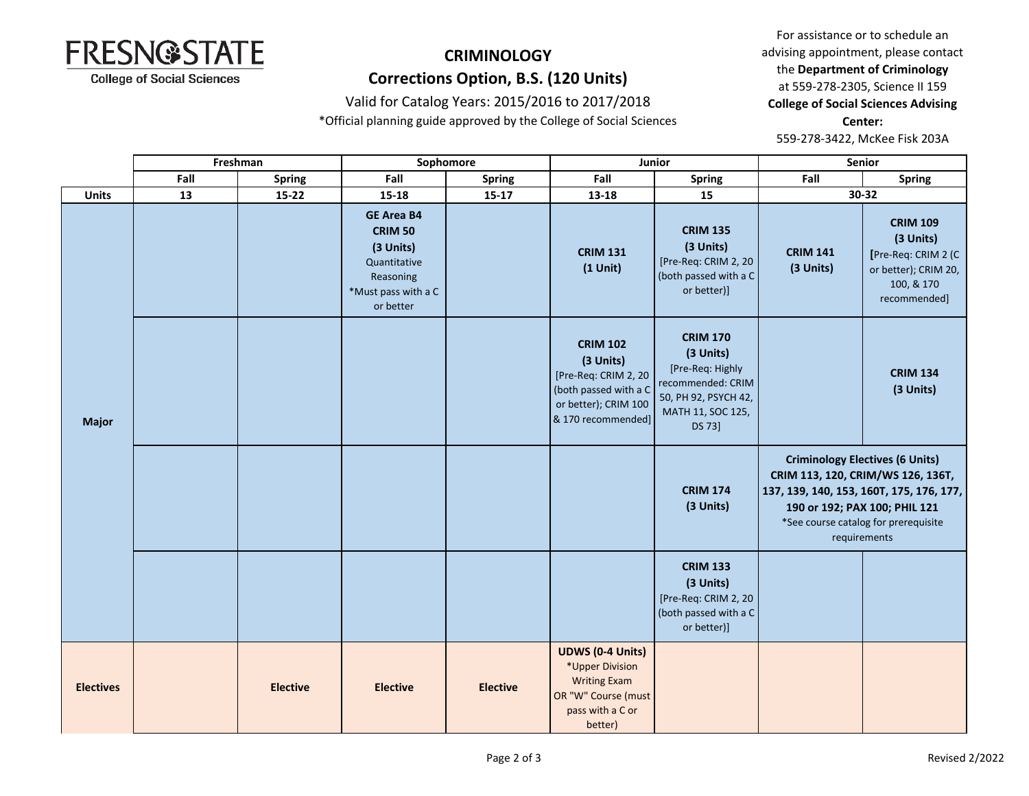# CRIMINOLOGY

## Corrections Option, B.S. (120 Units)

Valid for Catalog Years: 2015/2016 to 2017/2018

*Official planning guide approved by the College of Social Sciences

For assistance or to schedule an advising appointment, please contact the **Department of Criminology** at 559-278-2305, Science II 159

**College of Social Sciences Advising Center:** 559-278-3422, McKee Fisk 203A

| | Freshman | | Sophomore | | Junior | | Senior | |
|---|---|---|---|---|---|---|---|---|
| | Fall | Spring | Fall | Spring | Fall | Spring | Fall | Spring |
| **Units** | 13 | 15-22 | 15-18 | 15-17 | 13-18 | 15 | 30-32 | |
| **Major** | | | **GE Area B4 CRIM 50 (3 Units)** Quantitative Reasoning *Must pass with a C or better | | **CRIM 131 (1 Unit)** | **CRIM 135 (3 Units)** [Pre-Req: CRIM 2, 20 (both passed with a C or better)] | **CRIM 141 (3 Units)** | **CRIM 109 (3 Units)** [Pre-Req: CRIM 2 (C or better); CRIM 20, 100, & 170 recommended] |
| **Major** | | | | | **CRIM 102 (3 Units)** [Pre-Req: CRIM 2, 20 (both passed with a C or better); CRIM 100 & 170 recommended] | **CRIM 170 (3 Units)** [Pre-Req: Highly recommended: CRIM 50, PH 92, PSYCH 42, MATH 11, SOC 125, DS 73] | | **CRIM 134 (3 Units)** |
| **Major** | | | | | | **CRIM 174 (3 Units)** | **Criminology Electives (6 Units) CRIM 113, 120, CRIM/WS 126, 136T, 137, 139, 140, 153, 160T, 175, 176, 177, 190 or 192; PAX 100; PHIL 121** *See course catalog for prerequisite requirements | |
| **Major** | | | | | | **CRIM 133 (3 Units)** [Pre-Req: CRIM 2, 20 (both passed with a C or better)] | | |
| **Electives** | | **Elective** | **Elective** | **Elective** | **UDWS (0-4 Units)** *Upper Division Writing Exam OR "W" Course (must pass with a C or better) | | | |

Revised 2/2022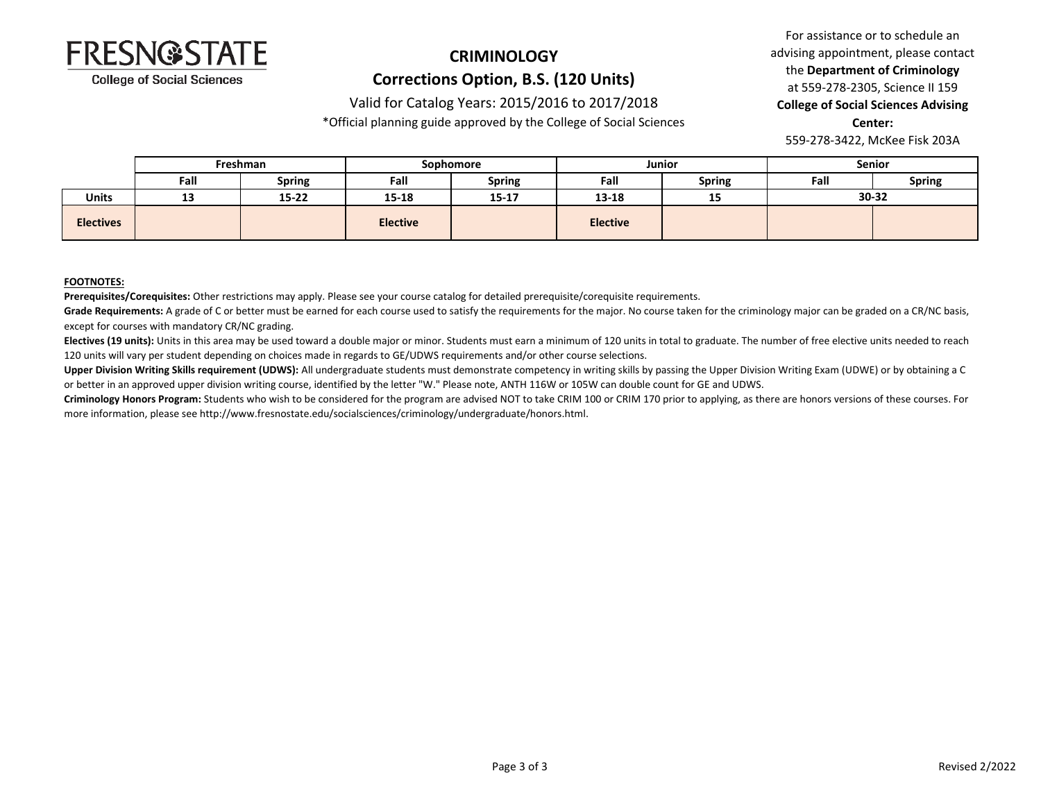FRESNO STATE
College of Social Sciences

# CRIMINOLOGY

## Corrections Option, B.S. (120 Units)

Valid for Catalog Years: 2015/2016 to 2017/2018

*Official planning guide approved by the College of Social Sciences

For assistance or to schedule an advising appointment, please contact the **Department of Criminology** at 559-278-2305, Science II 159
**College of Social Sciences Advising Center:**
559-278-3422, McKee Fisk 203A

| | Freshman | | Sophomore | | Junior | | Senior | |
|---|---|---|---|---|---|---|---|---|
| | Fall | Spring | Fall | Spring | Fall | Spring | Fall | Spring |
| **Units** | 13 | 15-22 | 15-18 | 15-17 | 13-18 | 15 | 30-32 | |
| **Electives** | | | Elective | | Elective | | | |

**FOOTNOTES:**

**Prerequisites/Corequisites:** Other restrictions may apply. Please see your course catalog for detailed prerequisite/corequisite requirements.

**Grade Requirements:** A grade of C or better must be earned for each course used to satisfy the requirements for the major. No course taken for the criminology major can be graded on a CR/NC basis, except for courses with mandatory CR/NC grading.

**Electives (19 units):** Units in this area may be used toward a double major or minor. Students must earn a minimum of 120 units in total to graduate. The number of free elective units needed to reach 120 units will vary per student depending on choices made in regards to GE/UDWS requirements and/or other course selections.

**Upper Division Writing Skills requirement (UDWS):** All undergraduate students must demonstrate competency in writing skills by passing the Upper Division Writing Exam (UDWE) or by obtaining a C or better in an approved upper division writing course, identified by the letter "W." Please note, ANTH 116W or 105W can double count for GE and UDWS.

**Criminology Honors Program:** Students who wish to be considered for the program are advised NOT to take CRIM 100 or CRIM 170 prior to applying, as there are honors versions of these courses. For more information, please see http://www.fresnostate.edu/socialsciences/criminology/undergraduate/honors.html.

Revised 2/2022